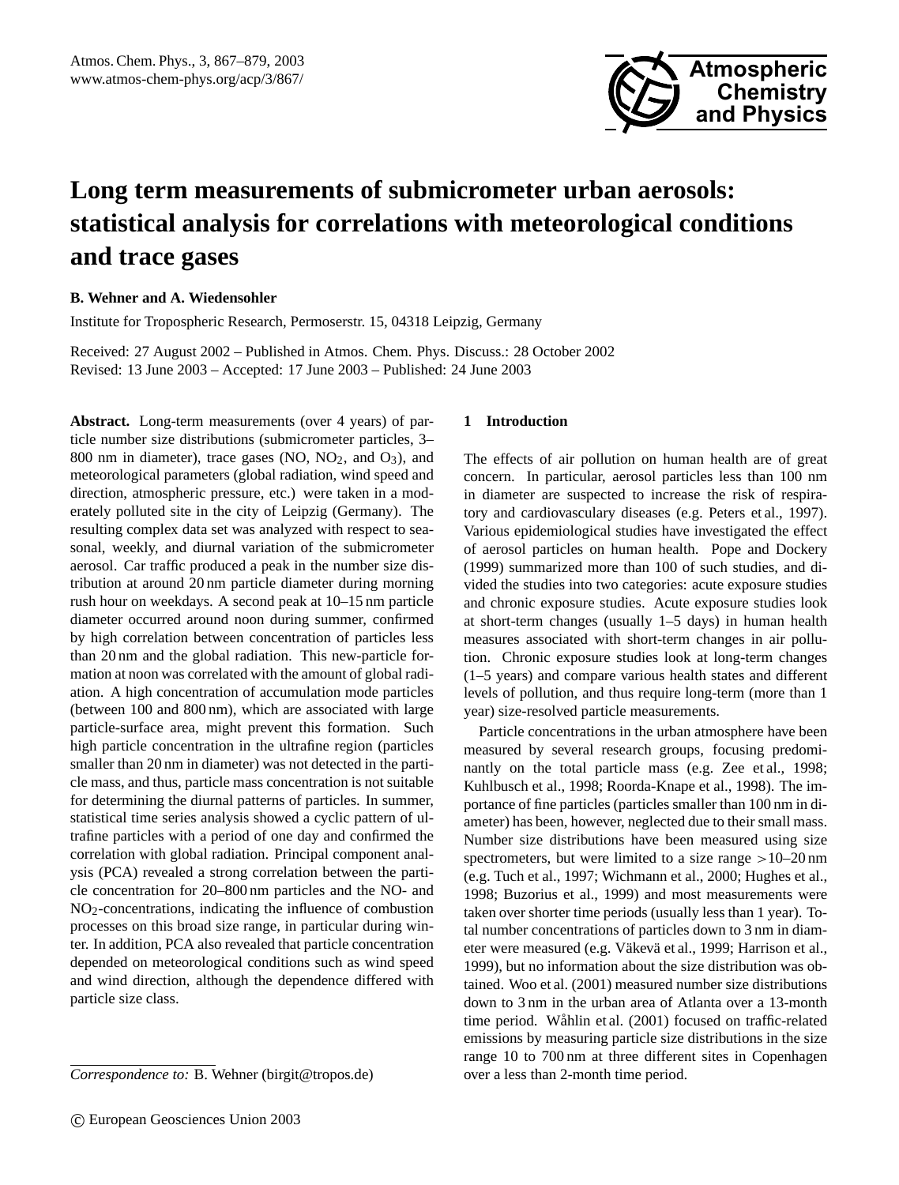# Long term measurements of submicrometer urban aerosols: statistical analysis for correlations with meteorological conditions and trace gases

**B. Wehner and A. Wiedensohler**

Institute for Tropospheric Research, Permoserstr. 15, 04318 Leipzig, Germany

Received: 27 August 2002 – Published in Atmos. Chem. Phys. Discuss.: 28 October 2002
Revised: 13 June 2003 – Accepted: 17 June 2003 – Published: 24 June 2003

**Abstract.** Long-term measurements (over 4 years) of particle number size distributions (submicrometer particles, 3–800 nm in diameter), trace gases (NO, $NO_2$, and $O_3$), and meteorological parameters (global radiation, wind speed and direction, atmospheric pressure, etc.) were taken in a moderately polluted site in the city of Leipzig (Germany). The resulting complex data set was analyzed with respect to seasonal, weekly, and diurnal variation of the submicrometer aerosol. Car traffic produced a peak in the number size distribution at around 20 nm particle diameter during morning rush hour on weekdays. A second peak at 10–15 nm particle diameter occurred around noon during summer, confirmed by high correlation between concentration of particles less than 20 nm and the global radiation. This new-particle formation at noon was correlated with the amount of global radiation. A high concentration of accumulation mode particles (between 100 and 800 nm), which are associated with large particle-surface area, might prevent this formation. Such high particle concentration in the ultrafine region (particles smaller than 20 nm in diameter) was not detected in the particle mass, and thus, particle mass concentration is not suitable for determining the diurnal patterns of particles. In summer, statistical time series analysis showed a cyclic pattern of ultrafine particles with a period of one day and confirmed the correlation with global radiation. Principal component analysis (PCA) revealed a strong correlation between the particle concentration for 20–800 nm particles and the NO- and $NO_2$-concentrations, indicating the influence of combustion processes on this broad size range, in particular during winter. In addition, PCA also revealed that particle concentration depended on meteorological conditions such as wind speed and wind direction, although the dependence differed with particle size class.

## 1 Introduction

The effects of air pollution on human health are of great concern. In particular, aerosol particles less than 100 nm in diameter are suspected to increase the risk of respiratory and cardiovascular diseases (e.g. Peters et al., 1997). Various epidemiological studies have investigated the effect of aerosol particles on human health. Pope and Dockery (1999) summarized more than 100 of such studies, and divided the studies into two categories: acute exposure studies and chronic exposure studies. Acute exposure studies look at short-term changes (usually 1–5 days) in human health measures associated with short-term changes in air pollution. Chronic exposure studies look at long-term changes (1–5 years) and compare various health states and different levels of pollution, and thus require long-term (more than 1 year) size-resolved particle measurements.

Particle concentrations in the urban atmosphere have been measured by several research groups, focusing predominantly on the total particle mass (e.g. Zee et al., 1998; Kuhlbusch et al., 1998; Roorda-Knape et al., 1998). The importance of fine particles (particles smaller than 100 nm in diameter) has been, however, neglected due to their small mass. Number size distributions have been measured using size spectrometers, but were limited to a size range >10–20 nm (e.g. Tuch et al., 1997; Wichmann et al., 2000; Hughes et al., 1998; Buzorius et al., 1999) and most measurements were taken over shorter time periods (usually less than 1 year). Total number concentrations of particles down to 3 nm in diameter were measured (e.g. Väkevä et al., 1999; Harrison et al., 1999), but no information about the size distribution was obtained. Woo et al. (2001) measured number size distributions down to 3 nm in the urban area of Atlanta over a 13-month time period. Wåhlin et al. (2001) focused on traffic-related emissions by measuring particle size distributions in the size range 10 to 700 nm at three different sites in Copenhagen over a less than 2-month time period.

*Correspondence to:* B. Wehner (birgit@tropos.de)

© European Geosciences Union 2003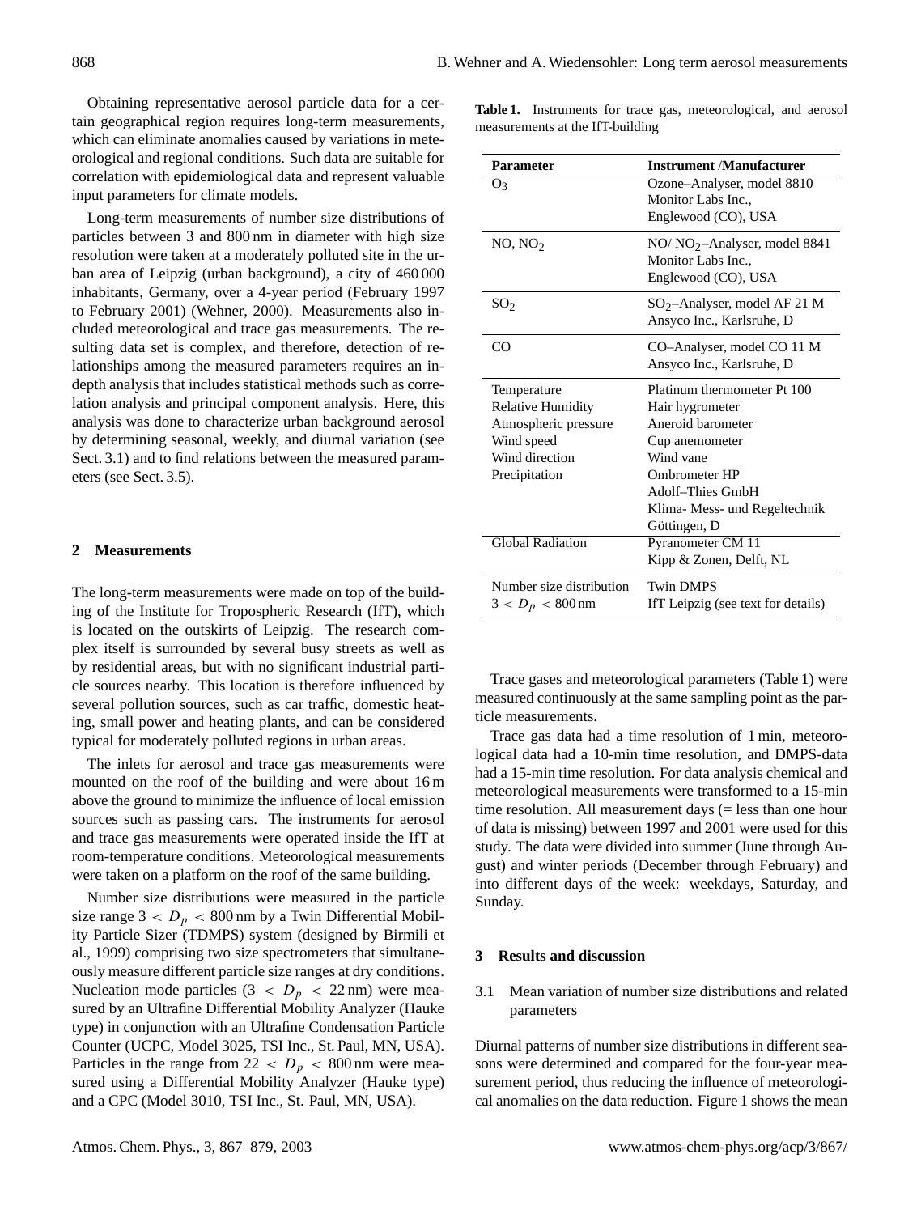Obtaining representative aerosol particle data for a certain geographical region requires long-term measurements, which can eliminate anomalies caused by variations in meteorological and regional conditions. Such data are suitable for correlation with epidemiological data and represent valuable input parameters for climate models.

Long-term measurements of number size distributions of particles between 3 and 800 nm in diameter with high size resolution were taken at a moderately polluted site in the urban area of Leipzig (urban background), a city of 460 000 inhabitants, Germany, over a 4-year period (February 1997 to February 2001) (Wehner, 2000). Measurements also included meteorological and trace gas measurements. The resulting data set is complex, and therefore, detection of relationships among the measured parameters requires an in-depth analysis that includes statistical methods such as correlation analysis and principal component analysis. Here, this analysis was done to characterize urban background aerosol by determining seasonal, weekly, and diurnal variation (see Sect. 3.1) and to find relations between the measured parameters (see Sect. 3.5).

## 2 Measurements

The long-term measurements were made on top of the building of the Institute for Tropospheric Research (IfT), which is located on the outskirts of Leipzig. The research complex itself is surrounded by several busy streets as well as by residential areas, but with no significant industrial particle sources nearby. This location is therefore influenced by several pollution sources, such as car traffic, domestic heating, small power and heating plants, and can be considered typical for moderately polluted regions in urban areas.

The inlets for aerosol and trace gas measurements were mounted on the roof of the building and were about 16 m above the ground to minimize the influence of local emission sources such as passing cars. The instruments for aerosol and trace gas measurements were operated inside the IfT at room-temperature conditions. Meteorological measurements were taken on a platform on the roof of the same building.

Number size distributions were measured in the particle size range $3 < D_p < 800$ nm by a Twin Differential Mobility Particle Sizer (TDMPS) system (designed by Birmili et al., 1999) comprising two size spectrometers that simultaneously measure different particle size ranges at dry conditions. Nucleation mode particles ($3 < D_p < 22$ nm) were measured by an Ultrafine Differential Mobility Analyzer (Hauke type) in conjunction with an Ultrafine Condensation Particle Counter (UCPC, Model 3025, TSI Inc., St. Paul, MN, USA). Particles in the range from $22 < D_p < 800$ nm were measured using a Differential Mobility Analyzer (Hauke type) and a CPC (Model 3010, TSI Inc., St. Paul, MN, USA).

**Table 1.** Instruments for trace gas, meteorological, and aerosol measurements at the IfT-building

| Parameter | Instrument /Manufacturer |
|---|---|
| $O_3$ | Ozone–Analyser, model 8810<br>Monitor Labs Inc.,<br>Englewood (CO), USA |
| NO, $NO_2$ | NO/ $NO_2$–Analyser, model 8841<br>Monitor Labs Inc.,<br>Englewood (CO), USA |
| $SO_2$ | $SO_2$–Analyser, model AF 21 M<br>Ansyco Inc., Karlsruhe, D |
| CO | CO–Analyser, model CO 11 M<br>Ansyco Inc., Karlsruhe, D |
| Temperature<br>Relative Humidity<br>Atmospheric pressure<br>Wind speed<br>Wind direction<br>Precipitation | Platinum thermometer Pt 100<br>Hair hygrometer<br>Aneroid barometer<br>Cup anemometer<br>Wind vane<br>Ombrometer HP<br>Adolf–Thies GmbH<br>Klima- Mess- und Regeltechnik<br>Göttingen, D |
| Global Radiation | Pyranometer CM 11<br>Kipp & Zonen, Delft, NL |
| Number size distribution<br>$3 < D_p < 800$ nm | Twin DMPS<br>IfT Leipzig (see text for details) |

Trace gases and meteorological parameters (Table 1) were measured continuously at the same sampling point as the particle measurements.

Trace gas data had a time resolution of 1 min, meteorological data had a 10-min time resolution, and DMPS-data had a 15-min time resolution. For data analysis chemical and meteorological measurements were transformed to a 15-min time resolution. All measurement days (= less than one hour of data is missing) between 1997 and 2001 were used for this study. The data were divided into summer (June through August) and winter periods (December through February) and into different days of the week: weekdays, Saturday, and Sunday.

## 3 Results and discussion

### 3.1 Mean variation of number size distributions and related parameters

Diurnal patterns of number size distributions in different seasons were determined and compared for the four-year measurement period, thus reducing the influence of meteorological anomalies on the data reduction. Figure 1 shows the mean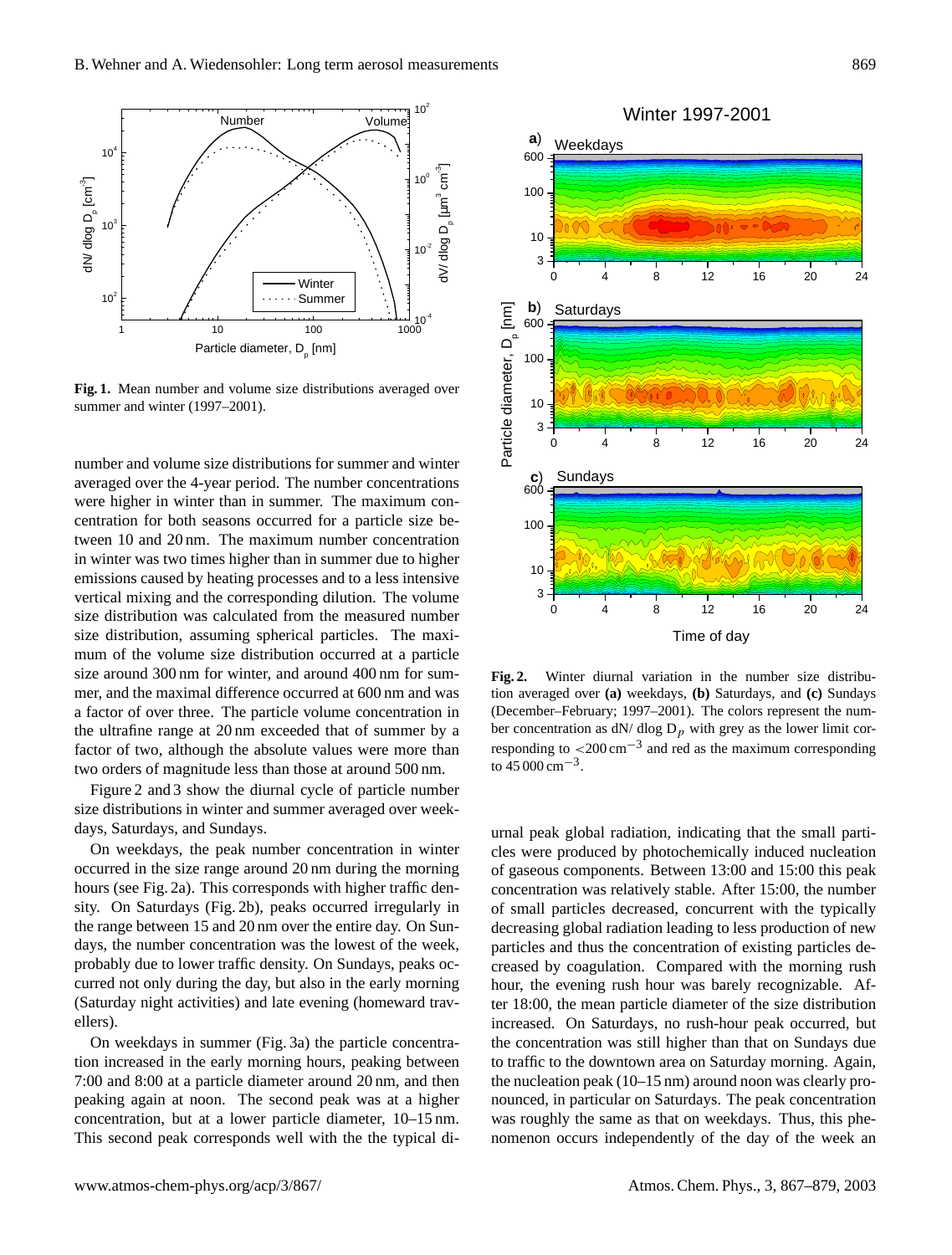**Fig. 1.** Mean number and volume size distributions averaged over summer and winter (1997–2001).

number and volume size distributions for summer and winter averaged over the 4-year period. The number concentrations were higher in winter than in summer. The maximum concentration for both seasons occurred for a particle size between 10 and 20 nm. The maximum number concentration in winter was two times higher than in summer due to higher emissions caused by heating processes and to a less intensive vertical mixing and the corresponding dilution. The volume size distribution was calculated from the measured number size distribution, assuming spherical particles. The maximum of the volume size distribution occurred at a particle size around 300 nm for winter, and around 400 nm for summer, and the maximal difference occurred at 600 nm and was a factor of over three. The particle volume concentration in the ultrafine range at 20 nm exceeded that of summer by a factor of two, although the absolute values were more than two orders of magnitude less than those at around 500 nm.

Figure 2 and 3 show the diurnal cycle of particle number size distributions in winter and summer averaged over weekdays, Saturdays, and Sundays.

On weekdays, the peak number concentration in winter occurred in the size range around 20 nm during the morning hours (see Fig. 2a). This corresponds with higher traffic density. On Saturdays (Fig. 2b), peaks occurred irregularly in the range between 15 and 20 nm over the entire day. On Sundays, the number concentration was the lowest of the week, probably due to lower traffic density. On Sundays, peaks occurred not only during the day, but also in the early morning (Saturday night activities) and late evening (homeward travellers).

On weekdays in summer (Fig. 3a) the particle concentration increased in the early morning hours, peaking between 7:00 and 8:00 at a particle diameter around 20 nm, and then peaking again at noon. The second peak was at a higher concentration, but at a lower particle diameter, 10–15 nm. This second peak corresponds well with the the typical diurnal peak global radiation, indicating that the small particles were produced by photochemically induced nucleation of gaseous components. Between 13:00 and 15:00 this peak concentration was relatively stable. After 15:00, the number of small particles decreased, concurrent with the typically decreasing global radiation leading to less production of new particles and thus the concentration of existing particles decreased by coagulation. Compared with the morning rush hour, the evening rush hour was barely recognizable. After 18:00, the mean particle diameter of the size distribution increased. On Saturdays, no rush-hour peak occurred, but the concentration was still higher than that on Sundays due to traffic to the downtown area on Saturday morning. Again, the nucleation peak (10–15 nm) around noon was clearly pronounced, in particular on Saturdays. The peak concentration was roughly the same as that on weekdays. Thus, this phenomenon occurs independently of the day of the week an

**Fig. 2.** Winter diurnal variation in the number size distribution averaged over **(a)** weekdays, **(b)** Saturdays, and **(c)** Sundays (December–February; 1997–2001). The colors represent the number concentration as dN/ dlog $D_p$ with grey as the lower limit corresponding to $<200\,\text{cm}^{-3}$ and red as the maximum corresponding to $45\,000\,\text{cm}^{-3}$.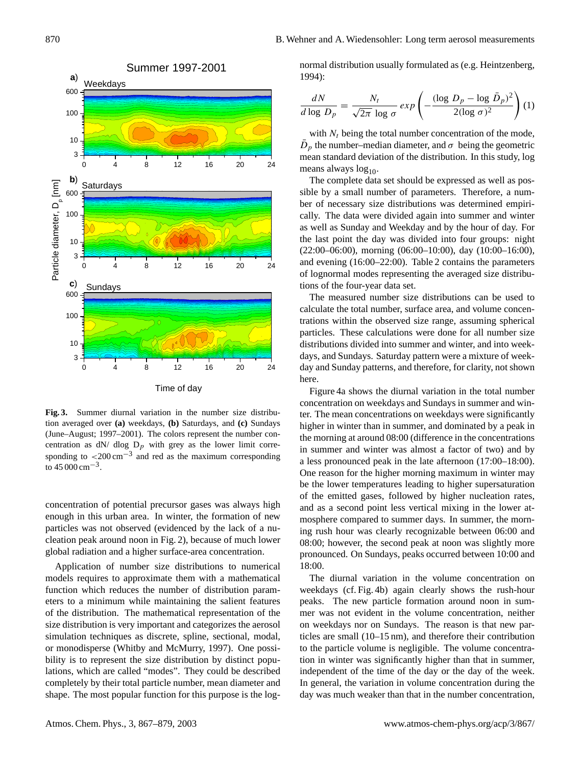Fig. 3. Summer diurnal variation in the number size distribution averaged over **(a)** weekdays, **(b)** Saturdays, and **(c)** Sundays (June–August; 1997–2001). The colors represent the number concentration as dN/ dlog $D_p$ with grey as the lower limit corresponding to $<200\,\mathrm{cm}^{-3}$ and red as the maximum corresponding to $45\,000\,\mathrm{cm}^{-3}$.

concentration of potential precursor gases was always high enough in this urban area. In winter, the formation of new particles was not observed (evidenced by the lack of a nucleation peak around noon in Fig. 2), because of much lower global radiation and a higher surface-area concentration.

Application of number size distributions to numerical models requires to approximate them with a mathematical function which reduces the number of distribution parameters to a minimum while maintaining the salient features of the distribution. The mathematical representation of the size distribution is very important and categorizes the aerosol simulation techniques as discrete, spline, sectional, modal, or monodisperse (Whitby and McMurry, 1997). One possibility is to represent the size distribution by distinct populations, which are called "modes". They could be described completely by their total particle number, mean diameter and shape. The most popular function for this purpose is the lognormal distribution usually formulated as (e.g. Heintzenberg, 1994):

$$\frac{dN}{d\log D_p} = \frac{N_t}{\sqrt{2\pi}\,\log\sigma}\,exp\left(-\frac{(\log D_p - \log \bar{D}_p)^2}{2(\log\sigma)^2}\right) \quad (1)$$

with $N_t$ being the total number concentration of the mode, $\bar{D}_p$ the number–median diameter, and $\sigma$ being the geometric mean standard deviation of the distribution. In this study, log means always $\log_{10}$.

The complete data set should be expressed as well as possible by a small number of parameters. Therefore, a number of necessary size distributions was determined empirically. The data were divided again into summer and winter as well as Sunday and Weekday and by the hour of day. For the last point the day was divided into four groups: night (22:00–06:00), morning (06:00–10:00), day (10:00–16:00), and evening (16:00–22:00). Table 2 contains the parameters of lognormal modes representing the averaged size distributions of the four-year data set.

The measured number size distributions can be used to calculate the total number, surface area, and volume concentrations within the observed size range, assuming spherical particles. These calculations were done for all number size distributions divided into summer and winter, and into weekdays, and Sundays. Saturday pattern were a mixture of weekday and Sunday patterns, and therefore, for clarity, not shown here.

Figure 4a shows the diurnal variation in the total number concentration on weekdays and Sundays in summer and winter. The mean concentrations on weekdays were significantly higher in winter than in summer, and dominated by a peak in the morning at around 08:00 (difference in the concentrations in summer and winter was almost a factor of two) and by a less pronounced peak in the late afternoon (17:00–18:00). One reason for the higher morning maximum in winter may be the lower temperatures leading to higher supersaturation of the emitted gases, followed by higher nucleation rates, and as a second point less vertical mixing in the lower atmosphere compared to summer days. In summer, the morning rush hour was clearly recognizable between 06:00 and 08:00; however, the second peak at noon was slightly more pronounced. On Sundays, peaks occurred between 10:00 and 18:00.

The diurnal variation in the volume concentration on weekdays (cf. Fig. 4b) again clearly shows the rush-hour peaks. The new particle formation around noon in summer was not evident in the volume concentration, neither on weekdays nor on Sundays. The reason is that new particles are small (10–15 nm), and therefore their contribution to the particle volume is negligible. The volume concentration in winter was significantly higher than that in summer, independent of the time of the day or the day of the week. In general, the variation in volume concentration during the day was much weaker than that in the number concentration,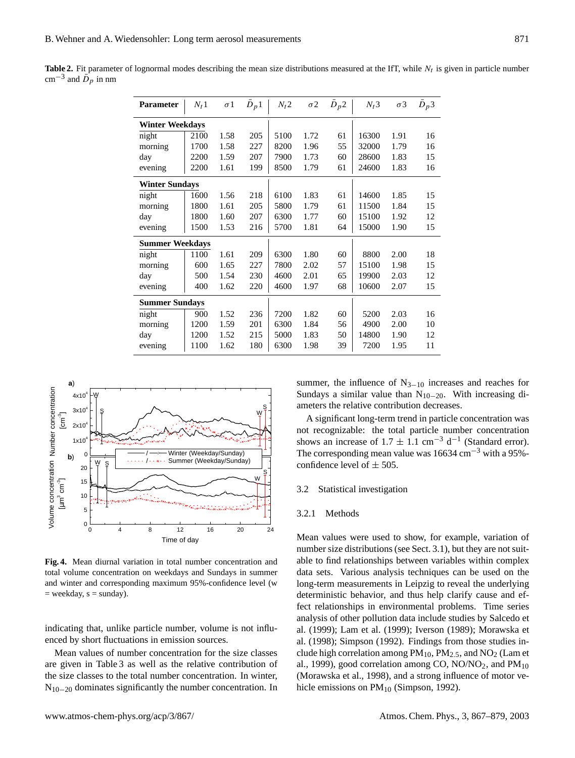**Table 2.** Fit parameter of lognormal modes describing the mean size distributions measured at the IfT, while $N_t$ is given in particle number $cm^{-3}$ and $\bar{D}_p$ in nm

| Parameter | $N_t1$ | $\sigma 1$ | $\bar{D}_p1$ | $N_t2$ | $\sigma 2$ | $\bar{D}_p2$ | $N_t3$ | $\sigma 3$ | $\bar{D}_p3$ |
|---|---|---|---|---|---|---|---|---|---|
| **Winter Weekdays** | | | | | | | | | |
| night | 2100 | 1.58 | 205 | 5100 | 1.72 | 61 | 16300 | 1.91 | 16 |
| morning | 1700 | 1.58 | 227 | 8200 | 1.96 | 55 | 32000 | 1.79 | 16 |
| day | 2200 | 1.59 | 207 | 7900 | 1.73 | 60 | 28600 | 1.83 | 15 |
| evening | 2200 | 1.61 | 199 | 8500 | 1.79 | 61 | 24600 | 1.83 | 16 |
| **Winter Sundays** | | | | | | | | | |
| night | 1600 | 1.56 | 218 | 6100 | 1.83 | 61 | 14600 | 1.85 | 15 |
| morning | 1800 | 1.61 | 205 | 5800 | 1.79 | 61 | 11500 | 1.84 | 15 |
| day | 1800 | 1.60 | 207 | 6300 | 1.77 | 60 | 15100 | 1.92 | 12 |
| evening | 1500 | 1.53 | 216 | 5700 | 1.81 | 64 | 15000 | 1.90 | 15 |
| **Summer Weekdays** | | | | | | | | | |
| night | 1100 | 1.61 | 209 | 6300 | 1.80 | 60 | 8800 | 2.00 | 18 |
| morning | 600 | 1.65 | 227 | 7800 | 2.02 | 57 | 15100 | 1.98 | 15 |
| day | 500 | 1.54 | 230 | 4600 | 2.01 | 65 | 19900 | 2.03 | 12 |
| evening | 400 | 1.62 | 220 | 4600 | 1.97 | 68 | 10600 | 2.07 | 15 |
| **Summer Sundays** | | | | | | | | | |
| night | 900 | 1.52 | 236 | 7200 | 1.82 | 60 | 5200 | 2.03 | 16 |
| morning | 1200 | 1.59 | 201 | 6300 | 1.84 | 56 | 4900 | 2.00 | 10 |
| day | 1200 | 1.52 | 215 | 5000 | 1.83 | 50 | 14800 | 1.90 | 12 |
| evening | 1100 | 1.62 | 180 | 6300 | 1.98 | 39 | 7200 | 1.95 | 11 |

**Fig. 4.** Mean diurnal variation in total number concentration and total volume concentration on weekdays and Sundays in summer and winter and corresponding maximum 95%-confidence level (w = weekday, s = sunday).

indicating that, unlike particle number, volume is not influenced by short fluctuations in emission sources.

Mean values of number concentration for the size classes are given in Table 3 as well as the relative contribution of the size classes to the total number concentration. In winter, $N_{10-20}$ dominates significantly the number concentration. In summer, the influence of $N_{3-10}$ increases and reaches for Sundays a similar value than $N_{10-20}$. With increasing diameters the relative contribution decreases.

A significant long-term trend in particle concentration was not recognizable: the total particle number concentration shows an increase of $1.7 \pm 1.1$ $cm^{-3}$ $d^{-1}$ (Standard error). The corresponding mean value was 16634 $cm^{-3}$ with a 95%-confidence level of $\pm$ 505.

## 3.2 Statistical investigation

### 3.2.1 Methods

Mean values were used to show, for example, variation of number size distributions (see Sect. 3.1), but they are not suitable to find relationships between variables within complex data sets. Various analysis techniques can be used on the long-term measurements in Leipzig to reveal the underlying deterministic behavior, and thus help clarify cause and effect relationships in environmental problems. Time series analysis of other pollution data include studies by Salcedo et al. (1999); Lam et al. (1999); Iverson (1989); Morawska et al. (1998); Simpson (1992). Findings from those studies include high correlation among $PM_{10}$, $PM_{2.5}$, and $NO_2$ (Lam et al., 1999), good correlation among CO, NO/$NO_2$, and $PM_{10}$ (Morawska et al., 1998), and a strong influence of motor vehicle emissions on $PM_{10}$ (Simpson, 1992).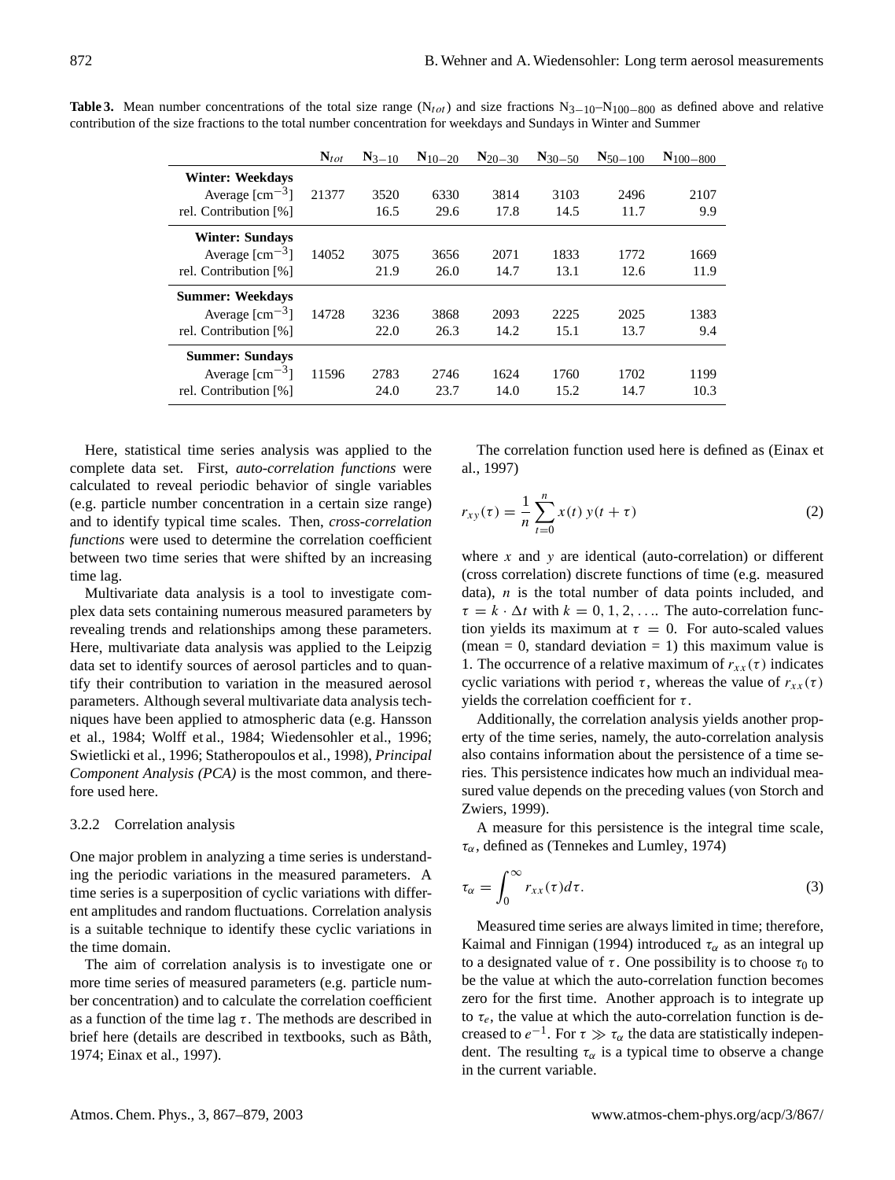**Table 3.** Mean number concentrations of the total size range ($N_{tot}$) and size fractions $N_{3-10}$–$N_{100-800}$ as defined above and relative contribution of the size fractions to the total number concentration for weekdays and Sundays in Winter and Summer

| | $N_{tot}$ | $N_{3-10}$ | $N_{10-20}$ | $N_{20-30}$ | $N_{30-50}$ | $N_{50-100}$ | $N_{100-800}$ |
|---|---|---|---|---|---|---|---|
| **Winter: Weekdays** | | | | | | | |
| Average [$cm^{-3}$] | 21377 | 3520 | 6330 | 3814 | 3103 | 2496 | 2107 |
| rel. Contribution [%] | | 16.5 | 29.6 | 17.8 | 14.5 | 11.7 | 9.9 |
| **Winter: Sundays** | | | | | | | |
| Average [$cm^{-3}$] | 14052 | 3075 | 3656 | 2071 | 1833 | 1772 | 1669 |
| rel. Contribution [%] | | 21.9 | 26.0 | 14.7 | 13.1 | 12.6 | 11.9 |
| **Summer: Weekdays** | | | | | | | |
| Average [$cm^{-3}$] | 14728 | 3236 | 3868 | 2093 | 2225 | 2025 | 1383 |
| rel. Contribution [%] | | 22.0 | 26.3 | 14.2 | 15.1 | 13.7 | 9.4 |
| **Summer: Sundays** | | | | | | | |
| Average [$cm^{-3}$] | 11596 | 2783 | 2746 | 1624 | 1760 | 1702 | 1199 |
| rel. Contribution [%] | | 24.0 | 23.7 | 14.0 | 15.2 | 14.7 | 10.3 |

Here, statistical time series analysis was applied to the complete data set. First, *auto-correlation functions* were calculated to reveal periodic behavior of single variables (e.g. particle number concentration in a certain size range) and to identify typical time scales. Then, *cross-correlation functions* were used to determine the correlation coefficient between two time series that were shifted by an increasing time lag.

Multivariate data analysis is a tool to investigate complex data sets containing numerous measured parameters by revealing trends and relationships among these parameters. Here, multivariate data analysis was applied to the Leipzig data set to identify sources of aerosol particles and to quantify their contribution to variation in the measured aerosol parameters. Although several multivariate data analysis techniques have been applied to atmospheric data (e.g. Hansson et al., 1984; Wolff et al., 1984; Wiedensohler et al., 1996; Swietlicki et al., 1996; Statheropoulos et al., 1998), *Principal Component Analysis (PCA)* is the most common, and therefore used here.

### 3.2.2 Correlation analysis

One major problem in analyzing a time series is understanding the periodic variations in the measured parameters. A time series is a superposition of cyclic variations with different amplitudes and random fluctuations. Correlation analysis is a suitable technique to identify these cyclic variations in the time domain.

The aim of correlation analysis is to investigate one or more time series of measured parameters (e.g. particle number concentration) and to calculate the correlation coefficient as a function of the time lag $\tau$. The methods are described in brief here (details are described in textbooks, such as Båth, 1974; Einax et al., 1997).

The correlation function used here is defined as (Einax et al., 1997)

$$r_{xy}(\tau) = \frac{1}{n}\sum_{t=0}^{n} x(t)\, y(t+\tau) \tag{2}$$

where $x$ and $y$ are identical (auto-correlation) or different (cross correlation) discrete functions of time (e.g. measured data), $n$ is the total number of data points included, and $\tau = k \cdot \Delta t$ with $k = 0, 1, 2, \ldots$. The auto-correlation function yields its maximum at $\tau = 0$. For auto-scaled values (mean = 0, standard deviation = 1) this maximum value is 1. The occurrence of a relative maximum of $r_{xx}(\tau)$ indicates cyclic variations with period $\tau$, whereas the value of $r_{xx}(\tau)$ yields the correlation coefficient for $\tau$.

Additionally, the correlation analysis yields another property of the time series, namely, the auto-correlation analysis also contains information about the persistence of a time series. This persistence indicates how much an individual measured value depends on the preceding values (von Storch and Zwiers, 1999).

A measure for this persistence is the integral time scale, $\tau_\alpha$, defined as (Tennekes and Lumley, 1974)

$$\tau_\alpha = \int_0^\infty r_{xx}(\tau)d\tau. \tag{3}$$

Measured time series are always limited in time; therefore, Kaimal and Finnigan (1994) introduced $\tau_\alpha$ as an integral up to a designated value of $\tau$. One possibility is to choose $\tau_0$ to be the value at which the auto-correlation function becomes zero for the first time. Another approach is to integrate up to $\tau_e$, the value at which the auto-correlation function is decreased to $e^{-1}$. For $\tau \gg \tau_\alpha$ the data are statistically independent. The resulting $\tau_\alpha$ is a typical time to observe a change in the current variable.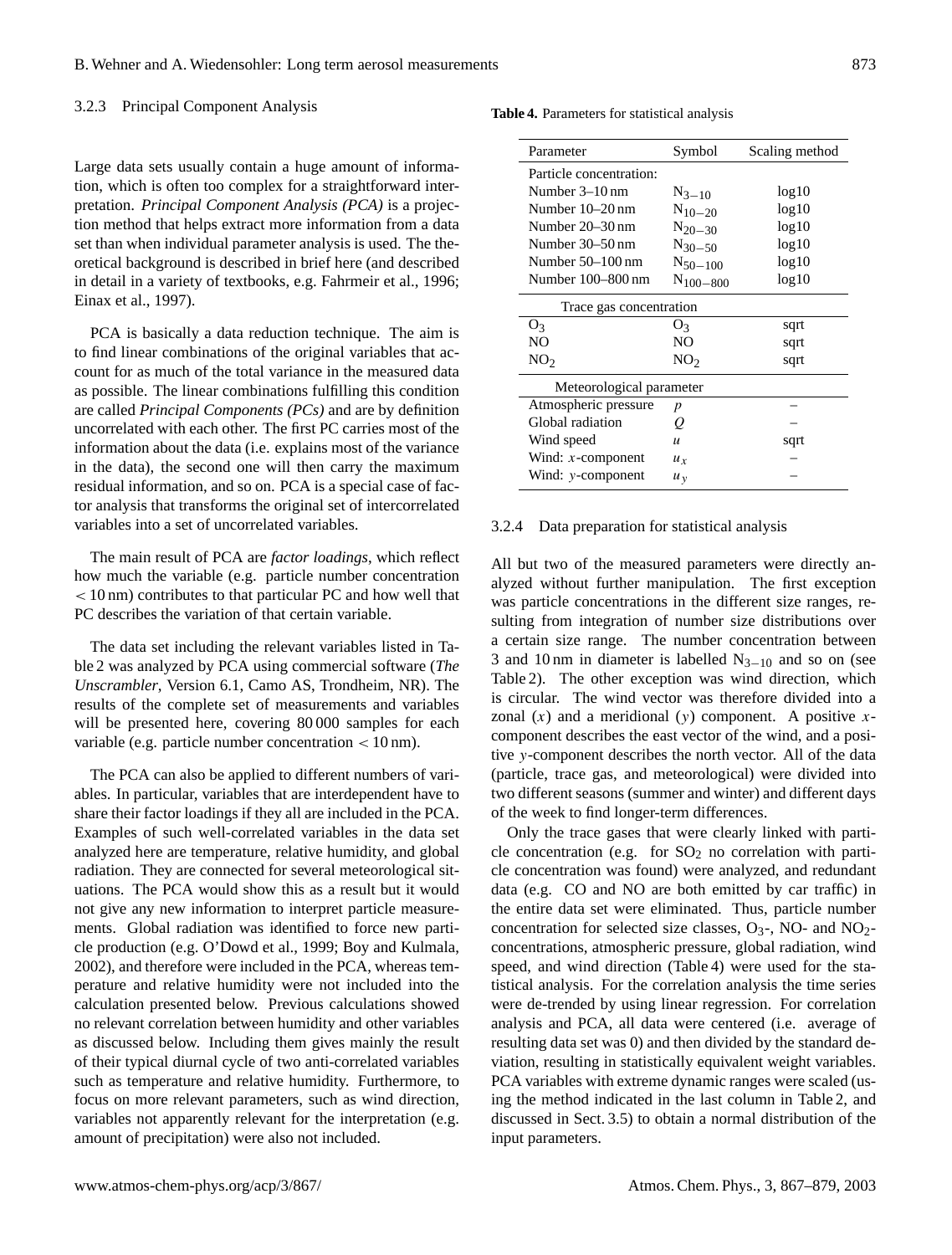### 3.2.3 Principal Component Analysis

Large data sets usually contain a huge amount of information, which is often too complex for a straightforward interpretation. *Principal Component Analysis (PCA)* is a projection method that helps extract more information from a data set than when individual parameter analysis is used. The theoretical background is described in brief here (and described in detail in a variety of textbooks, e.g. Fahrmeir et al., 1996; Einax et al., 1997).

PCA is basically a data reduction technique. The aim is to find linear combinations of the original variables that account for as much of the total variance in the measured data as possible. The linear combinations fulfilling this condition are called *Principal Components (PCs)* and are by definition uncorrelated with each other. The first PC carries most of the information about the data (i.e. explains most of the variance in the data), the second one will then carry the maximum residual information, and so on. PCA is a special case of factor analysis that transforms the original set of intercorrelated variables into a set of uncorrelated variables.

The main result of PCA are *factor loadings*, which reflect how much the variable (e.g. particle number concentration $< 10$ nm) contributes to that particular PC and how well that PC describes the variation of that certain variable.

The data set including the relevant variables listed in Table 2 was analyzed by PCA using commercial software (*The Unscrambler*, Version 6.1, Camo AS, Trondheim, NR). The results of the complete set of measurements and variables will be presented here, covering 80 000 samples for each variable (e.g. particle number concentration $< 10$ nm).

The PCA can also be applied to different numbers of variables. In particular, variables that are interdependent have to share their factor loadings if they all are included in the PCA. Examples of such well-correlated variables in the data set analyzed here are temperature, relative humidity, and global radiation. They are connected for several meteorological situations. The PCA would show this as a result but it would not give any new information to interpret particle measurements. Global radiation was identified to force new particle production (e.g. O'Dowd et al., 1999; Boy and Kulmala, 2002), and therefore were included in the PCA, whereas temperature and relative humidity were not included into the calculation presented below. Previous calculations showed no relevant correlation between humidity and other variables as discussed below. Including them gives mainly the result of their typical diurnal cycle of two anti-correlated variables such as temperature and relative humidity. Furthermore, to focus on more relevant parameters, such as wind direction, variables not apparently relevant for the interpretation (e.g. amount of precipitation) were also not included.

**Table 4.** Parameters for statistical analysis

| Parameter | Symbol | Scaling method |
|---|---|---|
| Particle concentration: | | |
| Number 3–10 nm | $N_{3-10}$ | log10 |
| Number 10–20 nm | $N_{10-20}$ | log10 |
| Number 20–30 nm | $N_{20-30}$ | log10 |
| Number 30–50 nm | $N_{30-50}$ | log10 |
| Number 50–100 nm | $N_{50-100}$ | log10 |
| Number 100–800 nm | $N_{100-800}$ | log10 |
| Trace gas concentration | | |
| $O_3$ | $O_3$ | sqrt |
| NO | NO | sqrt |
| $NO_2$ | $NO_2$ | sqrt |
| Meteorological parameter | | |
| Atmospheric pressure | $p$ | – |
| Global radiation | $Q$ | – |
| Wind speed | $u$ | sqrt |
| Wind: $x$-component | $u_x$ | – |
| Wind: $y$-component | $u_y$ | – |

### 3.2.4 Data preparation for statistical analysis

All but two of the measured parameters were directly analyzed without further manipulation. The first exception was particle concentrations in the different size ranges, resulting from integration of number size distributions over a certain size range. The number concentration between 3 and 10 nm in diameter is labelled $N_{3-10}$ and so on (see Table 2). The other exception was wind direction, which is circular. The wind vector was therefore divided into a zonal ($x$) and a meridional ($y$) component. A positive $x$-component describes the east vector of the wind, and a positive $y$-component describes the north vector. All of the data (particle, trace gas, and meteorological) were divided into two different seasons (summer and winter) and different days of the week to find longer-term differences.

Only the trace gases that were clearly linked with particle concentration (e.g. for $SO_2$ no correlation with particle concentration was found) were analyzed, and redundant data (e.g. CO and NO are both emitted by car traffic) in the entire data set were eliminated. Thus, particle number concentration for selected size classes, $O_3$-, NO- and $NO_2$-concentrations, atmospheric pressure, global radiation, wind speed, and wind direction (Table 4) were used for the statistical analysis. For the correlation analysis the time series were de-trended by using linear regression. For correlation analysis and PCA, all data were centered (i.e. average of resulting data set was 0) and then divided by the standard deviation, resulting in statistically equivalent weight variables. PCA variables with extreme dynamic ranges were scaled (using the method indicated in the last column in Table 2, and discussed in Sect. 3.5) to obtain a normal distribution of the input parameters.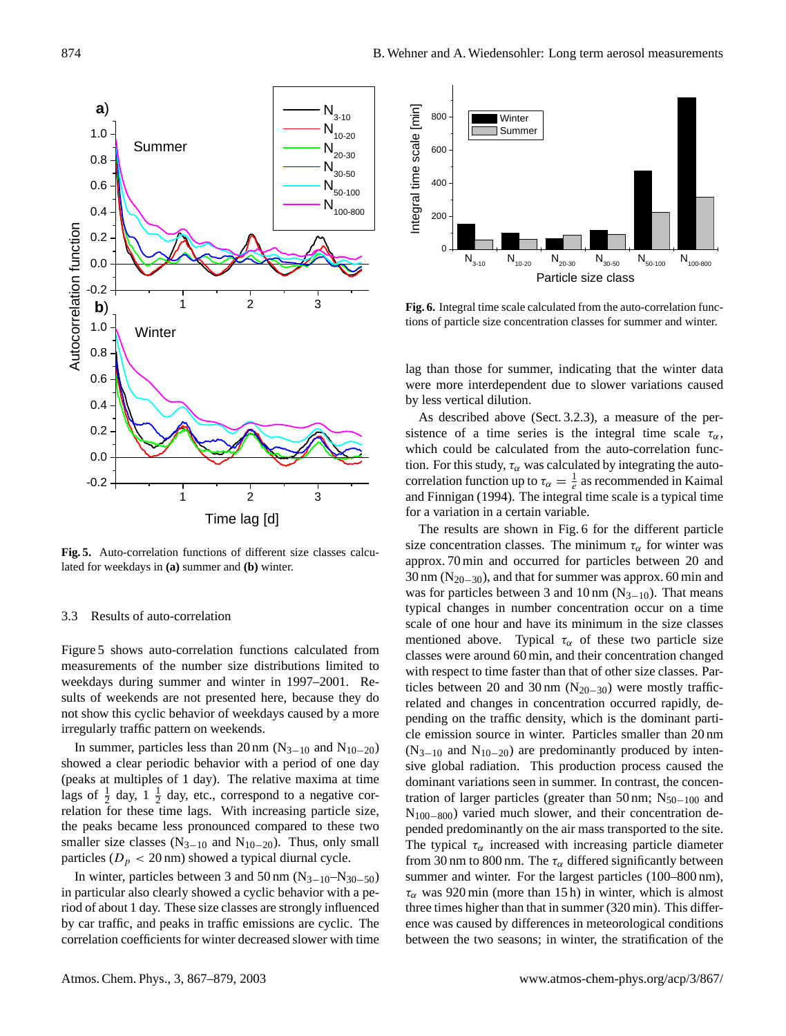**Fig. 5.** Auto-correlation functions of different size classes calculated for weekdays in **(a)** summer and **(b)** winter.

**Fig. 6.** Integral time scale calculated from the auto-correlation functions of particle size concentration classes for summer and winter.

### 3.3 Results of auto-correlation

Figure 5 shows auto-correlation functions calculated from measurements of the number size distributions limited to weekdays during summer and winter in 1997–2001. Results of weekends are not presented here, because they do not show this cyclic behavior of weekdays caused by a more irregularly traffic pattern on weekends.

In summer, particles less than 20 nm ($N_{3-10}$ and $N_{10-20}$) showed a clear periodic behavior with a period of one day (peaks at multiples of 1 day). The relative maxima at time lags of $\frac{1}{2}$ day, 1 $\frac{1}{2}$ day, etc., correspond to a negative correlation for these time lags. With increasing particle size, the peaks became less pronounced compared to these two smaller size classes ($N_{3-10}$ and $N_{10-20}$). Thus, only small particles ($D_p < 20$ nm) showed a typical diurnal cycle.

In winter, particles between 3 and 50 nm ($N_{3-10}$–$N_{30-50}$) in particular also clearly showed a cyclic behavior with a period of about 1 day. These size classes are strongly influenced by car traffic, and peaks in traffic emissions are cyclic. The correlation coefficients for winter decreased slower with time lag than those for summer, indicating that the winter data were more interdependent due to slower variations caused by less vertical dilution.

As described above (Sect. 3.2.3), a measure of the persistence of a time series is the integral time scale $\tau_\alpha$, which could be calculated from the auto-correlation function. For this study, $\tau_\alpha$ was calculated by integrating the auto-correlation function up to $\tau_\alpha = \frac{1}{e}$ as recommended in Kaimal and Finnigan (1994). The integral time scale is a typical time for a variation in a certain variable.

The results are shown in Fig. 6 for the different particle size concentration classes. The minimum $\tau_\alpha$ for winter was approx. 70 min and occurred for particles between 20 and 30 nm ($N_{20-30}$), and that for summer was approx. 60 min and was for particles between 3 and 10 nm ($N_{3-10}$). That means typical changes in number concentration occur on a time scale of one hour and have its minimum in the size classes mentioned above. Typical $\tau_\alpha$ of these two particle size classes were around 60 min, and their concentration changed with respect to time faster than that of other size classes. Particles between 20 and 30 nm ($N_{20-30}$) were mostly traffic-related and changes in concentration occurred rapidly, depending on the traffic density, which is the dominant particle emission source in winter. Particles smaller than 20 nm ($N_{3-10}$ and $N_{10-20}$) are predominantly produced by intensive global radiation. This production process caused the dominant variations seen in summer. In contrast, the concentration of larger particles (greater than 50 nm; $N_{50-100}$ and $N_{100-800}$) varied much slower, and their concentration depended predominantly on the air mass transported to the site. The typical $\tau_\alpha$ increased with increasing particle diameter from 30 nm to 800 nm. The $\tau_\alpha$ differed significantly between summer and winter. For the largest particles (100–800 nm), $\tau_\alpha$ was 920 min (more than 15 h) in winter, which is almost three times higher than that in summer (320 min). This difference was caused by differences in meteorological conditions between the two seasons; in winter, the stratification of the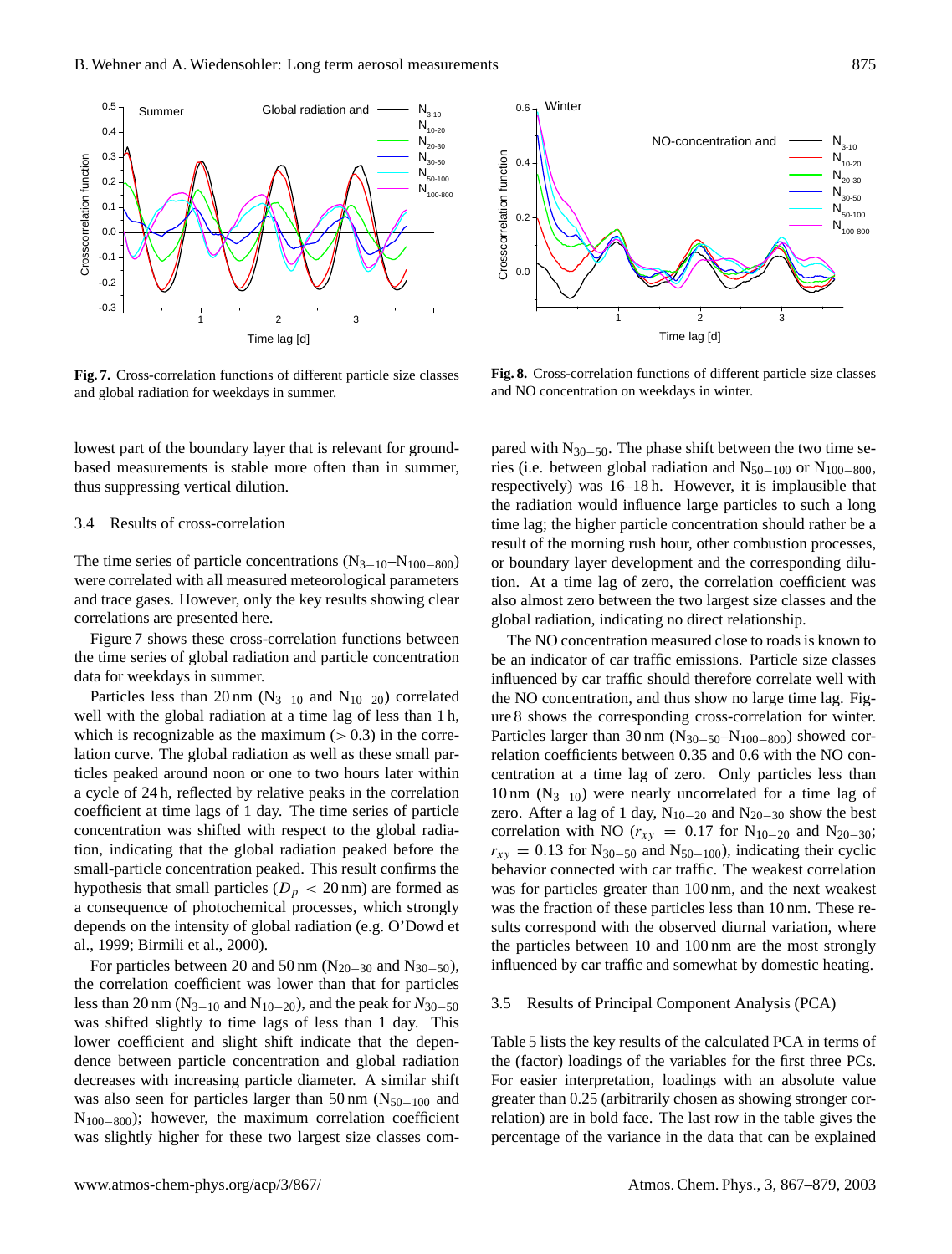**Fig. 7.** Cross-correlation functions of different particle size classes and global radiation for weekdays in summer.

**Fig. 8.** Cross-correlation functions of different particle size classes and NO concentration on weekdays in winter.

lowest part of the boundary layer that is relevant for ground-based measurements is stable more often than in summer, thus suppressing vertical dilution.

### 3.4 Results of cross-correlation

The time series of particle concentrations ($N_{3-10}$–$N_{100-800}$) were correlated with all measured meteorological parameters and trace gases. However, only the key results showing clear correlations are presented here.

Figure 7 shows these cross-correlation functions between the time series of global radiation and particle concentration data for weekdays in summer.

Particles less than 20 nm ($N_{3-10}$ and $N_{10-20}$) correlated well with the global radiation at a time lag of less than 1 h, which is recognizable as the maximum (> 0.3) in the correlation curve. The global radiation as well as these small particles peaked around noon or one to two hours later within a cycle of 24 h, reflected by relative peaks in the correlation coefficient at time lags of 1 day. The time series of particle concentration was shifted with respect to the global radiation, indicating that the global radiation peaked before the small-particle concentration peaked. This result confirms the hypothesis that small particles ($D_p < 20$ nm) are formed as a consequence of photochemical processes, which strongly depends on the intensity of global radiation (e.g. O'Dowd et al., 1999; Birmili et al., 2000).

For particles between 20 and 50 nm ($N_{20-30}$ and $N_{30-50}$), the correlation coefficient was lower than that for particles less than 20 nm ($N_{3-10}$ and $N_{10-20}$), and the peak for $N_{30-50}$ was shifted slightly to time lags of less than 1 day. This lower coefficient and slight shift indicate that the dependence between particle concentration and global radiation decreases with increasing particle diameter. A similar shift was also seen for particles larger than 50 nm ($N_{50-100}$ and $N_{100-800}$); however, the maximum correlation coefficient was slightly higher for these two largest size classes compared with $N_{30-50}$. The phase shift between the two time series (i.e. between global radiation and $N_{50-100}$ or $N_{100-800}$, respectively) was 16–18 h. However, it is implausible that the radiation would influence large particles to such a long time lag; the higher particle concentration should rather be a result of the morning rush hour, other combustion processes, or boundary layer development and the corresponding dilution. At a time lag of zero, the correlation coefficient was also almost zero between the two largest size classes and the global radiation, indicating no direct relationship.

The NO concentration measured close to roads is known to be an indicator of car traffic emissions. Particle size classes influenced by car traffic should therefore correlate well with the NO concentration, and thus show no large time lag. Figure 8 shows the corresponding cross-correlation for winter. Particles larger than 30 nm ($N_{30-50}$–$N_{100-800}$) showed correlation coefficients between 0.35 and 0.6 with the NO concentration at a time lag of zero. Only particles less than 10 nm ($N_{3-10}$) were nearly uncorrelated for a time lag of zero. After a lag of 1 day, $N_{10-20}$ and $N_{20-30}$ show the best correlation with NO ($r_{xy} = 0.17$ for $N_{10-20}$ and $N_{20-30}$; $r_{xy} = 0.13$ for $N_{30-50}$ and $N_{50-100}$), indicating their cyclic behavior connected with car traffic. The weakest correlation was for particles greater than 100 nm, and the next weakest was the fraction of these particles less than 10 nm. These results correspond with the observed diurnal variation, where the particles between 10 and 100 nm are the most strongly influenced by car traffic and somewhat by domestic heating.

### 3.5 Results of Principal Component Analysis (PCA)

Table 5 lists the key results of the calculated PCA in terms of the (factor) loadings of the variables for the first three PCs. For easier interpretation, loadings with an absolute value greater than 0.25 (arbitrarily chosen as showing stronger correlation) are in bold face. The last row in the table gives the percentage of the variance in the data that can be explained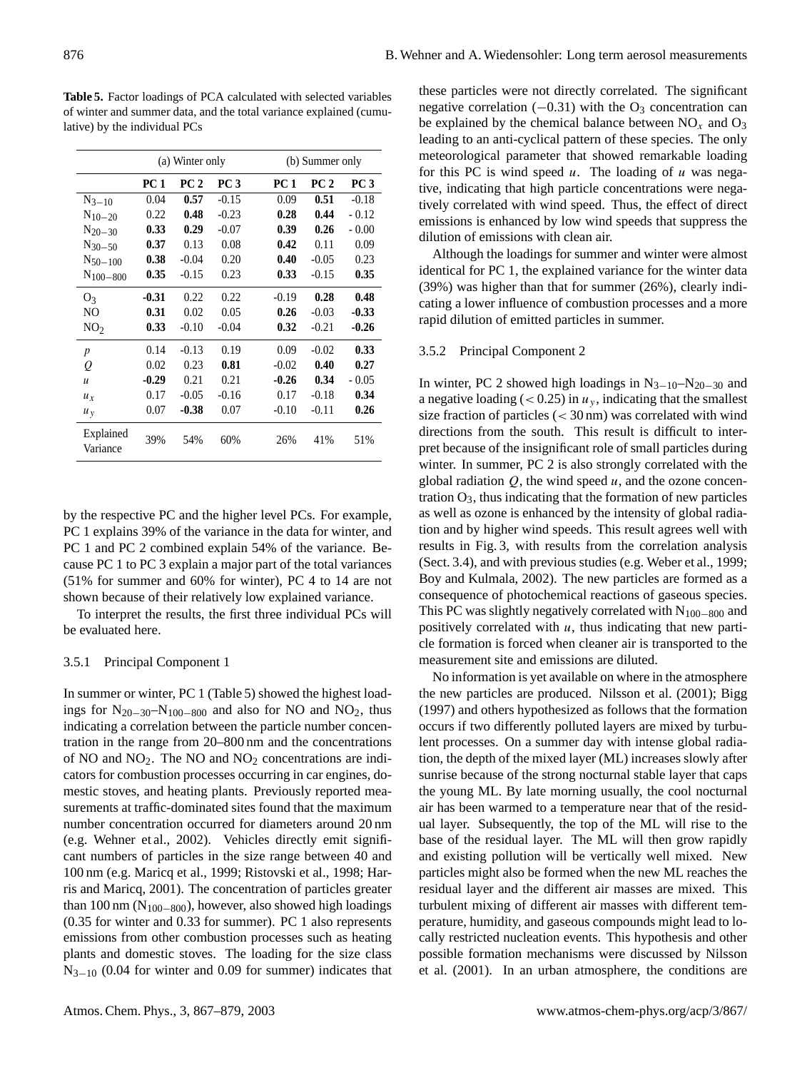**Table 5.** Factor loadings of PCA calculated with selected variables of winter and summer data, and the total variance explained (cumulative) by the individual PCs

| | (a) Winter only | | | (b) Summer only | | |
|---|---|---|---|---|---|---|
| | **PC 1** | **PC 2** | **PC 3** | **PC 1** | **PC 2** | **PC 3** |
| $N_{3-10}$ | 0.04 | **0.57** | -0.15 | 0.09 | **0.51** | -0.18 |
| $N_{10-20}$ | 0.22 | **0.48** | -0.23 | **0.28** | **0.44** | - 0.12 |
| $N_{20-30}$ | **0.33** | **0.29** | -0.07 | **0.39** | **0.26** | - 0.00 |
| $N_{30-50}$ | **0.37** | 0.13 | 0.08 | **0.42** | 0.11 | 0.09 |
| $N_{50-100}$ | **0.38** | -0.04 | 0.20 | **0.40** | -0.05 | 0.23 |
| $N_{100-800}$ | **0.35** | -0.15 | 0.23 | **0.33** | -0.15 | **0.35** |
| $O_3$ | **-0.31** | 0.22 | 0.22 | -0.19 | **0.28** | **0.48** |
| NO | **0.31** | 0.02 | 0.05 | **0.26** | -0.03 | **-0.33** |
| $NO_2$ | **0.33** | -0.10 | -0.04 | **0.32** | -0.21 | **-0.26** |
| $p$ | 0.14 | -0.13 | 0.19 | 0.09 | -0.02 | **0.33** |
| $Q$ | 0.02 | 0.23 | **0.81** | -0.02 | **0.40** | 0.27 |
| $u$ | **-0.29** | 0.21 | 0.21 | **-0.26** | **0.34** | - 0.05 |
| $u_x$ | 0.17 | -0.05 | -0.16 | 0.17 | -0.18 | **0.34** |
| $u_y$ | 0.07 | **-0.38** | 0.07 | -0.10 | -0.11 | **0.26** |
| Explained Variance | 39% | 54% | 60% | 26% | 41% | 51% |

by the respective PC and the higher level PCs. For example, PC 1 explains 39% of the variance in the data for winter, and PC 1 and PC 2 combined explain 54% of the variance. Because PC 1 to PC 3 explain a major part of the total variances (51% for summer and 60% for winter), PC 4 to 14 are not shown because of their relatively low explained variance.

To interpret the results, the first three individual PCs will be evaluated here.

### 3.5.1 Principal Component 1

In summer or winter, PC 1 (Table 5) showed the highest loadings for $N_{20-30}$–$N_{100-800}$ and also for NO and $NO_2$, thus indicating a correlation between the particle number concentration in the range from 20–800 nm and the concentrations of NO and $NO_2$. The NO and $NO_2$ concentrations are indicators for combustion processes occurring in car engines, domestic stoves, and heating plants. Previously reported measurements at traffic-dominated sites found that the maximum number concentration occurred for diameters around 20 nm (e.g. Wehner et al., 2002). Vehicles directly emit significant numbers of particles in the size range between 40 and 100 nm (e.g. Maricq et al., 1999; Ristovski et al., 1998; Harris and Maricq, 2001). The concentration of particles greater than 100 nm ($N_{100-800}$), however, also showed high loadings (0.35 for winter and 0.33 for summer). PC 1 also represents emissions from other combustion processes such as heating plants and domestic stoves. The loading for the size class $N_{3-10}$ (0.04 for winter and 0.09 for summer) indicates that these particles were not directly correlated. The significant negative correlation (−0.31) with the $O_3$ concentration can be explained by the chemical balance between $NO_x$ and $O_3$ leading to an anti-cyclical pattern of these species. The only meteorological parameter that showed remarkable loading for this PC is wind speed $u$. The loading of $u$ was negative, indicating that high particle concentrations were negatively correlated with wind speed. Thus, the effect of direct emissions is enhanced by low wind speeds that suppress the dilution of emissions with clean air.

Although the loadings for summer and winter were almost identical for PC 1, the explained variance for the winter data (39%) was higher than that for summer (26%), clearly indicating a lower influence of combustion processes and a more rapid dilution of emitted particles in summer.

### 3.5.2 Principal Component 2

In winter, PC 2 showed high loadings in $N_{3-10}$–$N_{20-30}$ and a negative loading ($< 0.25$) in $u_y$, indicating that the smallest size fraction of particles ($< 30$ nm) was correlated with wind directions from the south. This result is difficult to interpret because of the insignificant role of small particles during winter. In summer, PC 2 is also strongly correlated with the global radiation $Q$, the wind speed $u$, and the ozone concentration $O_3$, thus indicating that the formation of new particles as well as ozone is enhanced by the intensity of global radiation and by higher wind speeds. This result agrees well with results in Fig. 3, with results from the correlation analysis (Sect. 3.4), and with previous studies (e.g. Weber et al., 1999; Boy and Kulmala, 2002). The new particles are formed as a consequence of photochemical reactions of gaseous species. This PC was slightly negatively correlated with $N_{100-800}$ and positively correlated with $u$, thus indicating that new particle formation is forced when cleaner air is transported to the measurement site and emissions are diluted.

No information is yet available on where in the atmosphere the new particles are produced. Nilsson et al. (2001); Bigg (1997) and others hypothesized as follows that the formation occurs if two differently polluted layers are mixed by turbulent processes. On a summer day with intense global radiation, the depth of the mixed layer (ML) increases slowly after sunrise because of the strong nocturnal stable layer that caps the young ML. By late morning usually, the cool nocturnal air has been warmed to a temperature near that of the residual layer. Subsequently, the top of the ML will rise to the base of the residual layer. The ML will then grow rapidly and existing pollution will be vertically well mixed. New particles might also be formed when the new ML reaches the residual layer and the different air masses are mixed. This turbulent mixing of different air masses with different temperature, humidity, and gaseous compounds might lead to locally restricted nucleation events. This hypothesis and other possible formation mechanisms were discussed by Nilsson et al. (2001). In an urban atmosphere, the conditions are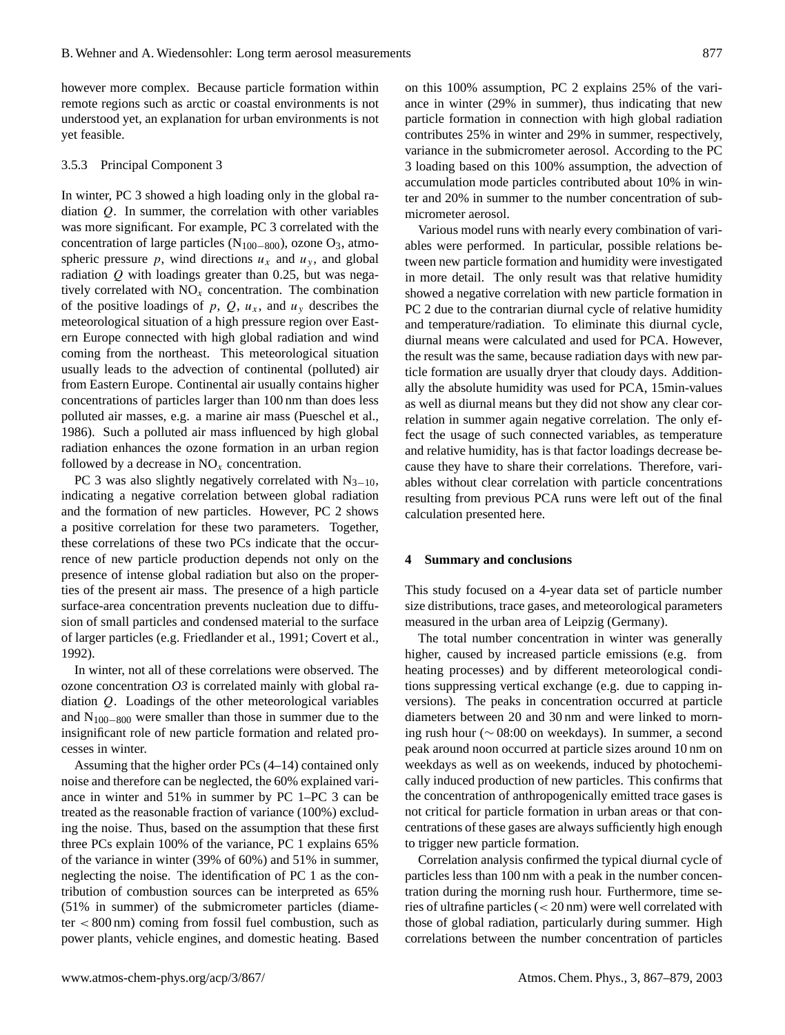however more complex. Because particle formation within remote regions such as arctic or coastal environments is not understood yet, an explanation for urban environments is not yet feasible.

### 3.5.3 Principal Component 3

In winter, PC 3 showed a high loading only in the global radiation $Q$. In summer, the correlation with other variables was more significant. For example, PC 3 correlated with the concentration of large particles ($N_{100-800}$), ozone $O_3$, atmospheric pressure $p$, wind directions $u_x$ and $u_y$, and global radiation $Q$ with loadings greater than 0.25, but was negatively correlated with $NO_x$ concentration. The combination of the positive loadings of $p$, $Q$, $u_x$, and $u_y$ describes the meteorological situation of a high pressure region over Eastern Europe connected with high global radiation and wind coming from the northeast. This meteorological situation usually leads to the advection of continental (polluted) air from Eastern Europe. Continental air usually contains higher concentrations of particles larger than 100 nm than does less polluted air masses, e.g. a marine air mass (Pueschel et al., 1986). Such a polluted air mass influenced by high global radiation enhances the ozone formation in an urban region followed by a decrease in $NO_x$ concentration.

PC 3 was also slightly negatively correlated with $N_{3-10}$, indicating a negative correlation between global radiation and the formation of new particles. However, PC 2 shows a positive correlation for these two parameters. Together, these correlations of these two PCs indicate that the occurrence of new particle production depends not only on the presence of intense global radiation but also on the properties of the present air mass. The presence of a high particle surface-area concentration prevents nucleation due to diffusion of small particles and condensed material to the surface of larger particles (e.g. Friedlander et al., 1991; Covert et al., 1992).

In winter, not all of these correlations were observed. The ozone concentration *O3* is correlated mainly with global radiation $Q$. Loadings of the other meteorological variables and $N_{100-800}$ were smaller than those in summer due to the insignificant role of new particle formation and related processes in winter.

Assuming that the higher order PCs (4–14) contained only noise and therefore can be neglected, the 60% explained variance in winter and 51% in summer by PC 1–PC 3 can be treated as the reasonable fraction of variance (100%) excluding the noise. Thus, based on the assumption that these first three PCs explain 100% of the variance, PC 1 explains 65% of the variance in winter (39% of 60%) and 51% in summer, neglecting the noise. The identification of PC 1 as the contribution of combustion sources can be interpreted as 65% (51% in summer) of the submicrometer particles (diameter $< 800$ nm) coming from fossil fuel combustion, such as power plants, vehicle engines, and domestic heating. Based on this 100% assumption, PC 2 explains 25% of the variance in winter (29% in summer), thus indicating that new particle formation in connection with high global radiation contributes 25% in winter and 29% in summer, respectively, variance in the submicrometer aerosol. According to the PC 3 loading based on this 100% assumption, the advection of accumulation mode particles contributed about 10% in winter and 20% in summer to the number concentration of submicrometer aerosol.

Various model runs with nearly every combination of variables were performed. In particular, possible relations between new particle formation and humidity were investigated in more detail. The only result was that relative humidity showed a negative correlation with new particle formation in PC 2 due to the contrarian diurnal cycle of relative humidity and temperature/radiation. To eliminate this diurnal cycle, diurnal means were calculated and used for PCA. However, the result was the same, because radiation days with new particle formation are usually dryer that cloudy days. Additionally the absolute humidity was used for PCA, 15min-values as well as diurnal means but they did not show any clear correlation in summer again negative correlation. The only effect the usage of such connected variables, as temperature and relative humidity, has is that factor loadings decrease because they have to share their correlations. Therefore, variables without clear correlation with particle concentrations resulting from previous PCA runs were left out of the final calculation presented here.

## 4 Summary and conclusions

This study focused on a 4-year data set of particle number size distributions, trace gases, and meteorological parameters measured in the urban area of Leipzig (Germany).

The total number concentration in winter was generally higher, caused by increased particle emissions (e.g. from heating processes) and by different meteorological conditions suppressing vertical exchange (e.g. due to capping inversions). The peaks in concentration occurred at particle diameters between 20 and 30 nm and were linked to morning rush hour ($\sim$ 08:00 on weekdays). In summer, a second peak around noon occurred at particle sizes around 10 nm on weekdays as well as on weekends, induced by photochemically induced production of new particles. This confirms that the concentration of anthropogenically emitted trace gases is not critical for particle formation in urban areas or that concentrations of these gases are always sufficiently high enough to trigger new particle formation.

Correlation analysis confirmed the typical diurnal cycle of particles less than 100 nm with a peak in the number concentration during the morning rush hour. Furthermore, time series of ultrafine particles ($< 20$ nm) were well correlated with those of global radiation, particularly during summer. High correlations between the number concentration of particles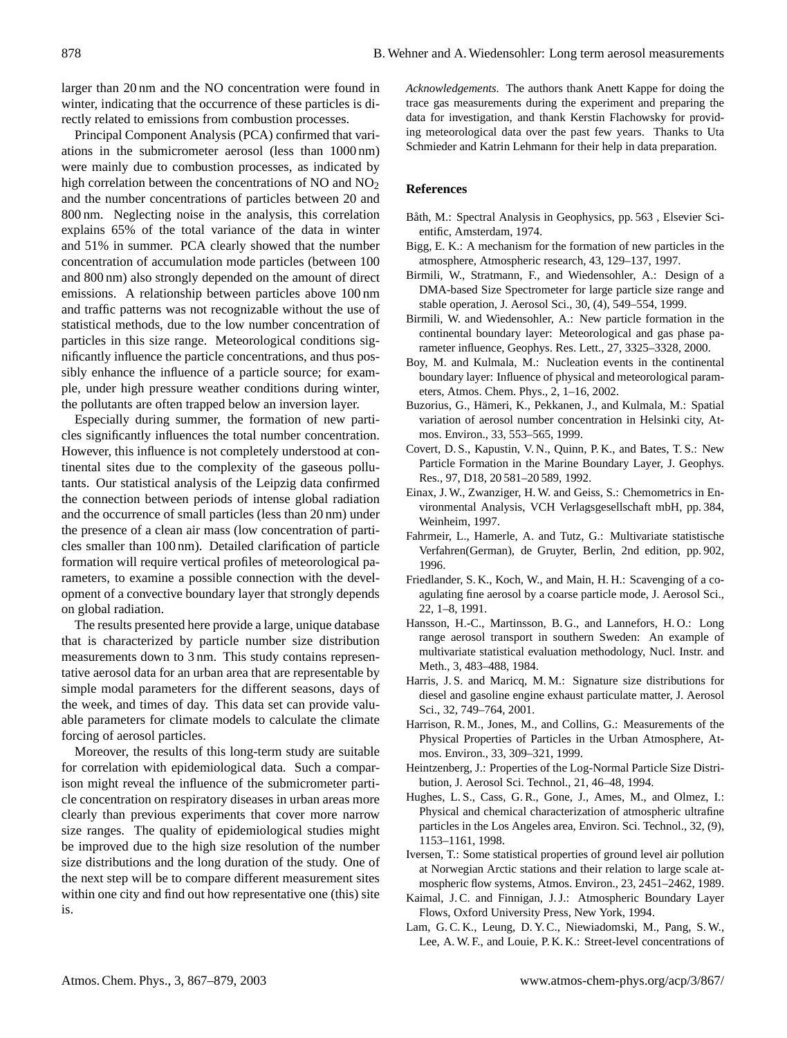larger than 20 nm and the NO concentration were found in winter, indicating that the occurrence of these particles is directly related to emissions from combustion processes.

Principal Component Analysis (PCA) confirmed that variations in the submicrometer aerosol (less than 1000 nm) were mainly due to combustion processes, as indicated by high correlation between the concentrations of NO and $NO_2$ and the number concentrations of particles between 20 and 800 nm. Neglecting noise in the analysis, this correlation explains 65% of the total variance of the data in winter and 51% in summer. PCA clearly showed that the number concentration of accumulation mode particles (between 100 and 800 nm) also strongly depended on the amount of direct emissions. A relationship between particles above 100 nm and traffic patterns was not recognizable without the use of statistical methods, due to the low number concentration of particles in this size range. Meteorological conditions significantly influence the particle concentrations, and thus possibly enhance the influence of a particle source; for example, under high pressure weather conditions during winter, the pollutants are often trapped below an inversion layer.

Especially during summer, the formation of new particles significantly influences the total number concentration. However, this influence is not completely understood at continental sites due to the complexity of the gaseous pollutants. Our statistical analysis of the Leipzig data confirmed the connection between periods of intense global radiation and the occurrence of small particles (less than 20 nm) under the presence of a clean air mass (low concentration of particles smaller than 100 nm). Detailed clarification of particle formation will require vertical profiles of meteorological parameters, to examine a possible connection with the development of a convective boundary layer that strongly depends on global radiation.

The results presented here provide a large, unique database that is characterized by particle number size distribution measurements down to 3 nm. This study contains representative aerosol data for an urban area that are representable by simple modal parameters for the different seasons, days of the week, and times of day. This data set can provide valuable parameters for climate models to calculate the climate forcing of aerosol particles.

Moreover, the results of this long-term study are suitable for correlation with epidemiological data. Such a comparison might reveal the influence of the submicrometer particle concentration on respiratory diseases in urban areas more clearly than previous experiments that cover more narrow size ranges. The quality of epidemiological studies might be improved due to the high size resolution of the number size distributions and the long duration of the study. One of the next step will be to compare different measurement sites within one city and find out how representative one (this) site is.

*Acknowledgements.* The authors thank Anett Kappe for doing the trace gas measurements during the experiment and preparing the data for investigation, and thank Kerstin Flachowsky for providing meteorological data over the past few years. Thanks to Uta Schmieder and Katrin Lehmann for their help in data preparation.

## References

Båth, M.: Spectral Analysis in Geophysics, pp. 563 , Elsevier Scientific, Amsterdam, 1974.

Bigg, E. K.: A mechanism for the formation of new particles in the atmosphere, Atmospheric research, 43, 129–137, 1997.

Birmili, W., Stratmann, F., and Wiedensohler, A.: Design of a DMA-based Size Spectrometer for large particle size range and stable operation, J. Aerosol Sci., 30, (4), 549–554, 1999.

Birmili, W. and Wiedensohler, A.: New particle formation in the continental boundary layer: Meteorological and gas phase parameter influence, Geophys. Res. Lett., 27, 3325–3328, 2000.

Boy, M. and Kulmala, M.: Nucleation events in the continental boundary layer: Influence of physical and meteorological parameters, Atmos. Chem. Phys., 2, 1–16, 2002.

Buzorius, G., Hämeri, K., Pekkanen, J., and Kulmala, M.: Spatial variation of aerosol number concentration in Helsinki city, Atmos. Environ., 33, 553–565, 1999.

Covert, D. S., Kapustin, V. N., Quinn, P. K., and Bates, T. S.: New Particle Formation in the Marine Boundary Layer, J. Geophys. Res., 97, D18, 20 581–20 589, 1992.

Einax, J. W., Zwanziger, H. W. and Geiss, S.: Chemometrics in Environmental Analysis, VCH Verlagsgesellschaft mbH, pp. 384, Weinheim, 1997.

Fahrmeir, L., Hamerle, A. and Tutz, G.: Multivariate statistische Verfahren(German), de Gruyter, Berlin, 2nd edition, pp. 902, 1996.

Friedlander, S. K., Koch, W., and Main, H. H.: Scavenging of a coagulating fine aerosol by a coarse particle mode, J. Aerosol Sci., 22, 1–8, 1991.

Hansson, H.-C., Martinsson, B. G., and Lannefors, H. O.: Long range aerosol transport in southern Sweden: An example of multivariate statistical evaluation methodology, Nucl. Instr. and Meth., 3, 483–488, 1984.

Harris, J. S. and Maricq, M. M.: Signature size distributions for diesel and gasoline engine exhaust particulate matter, J. Aerosol Sci., 32, 749–764, 2001.

Harrison, R. M., Jones, M., and Collins, G.: Measurements of the Physical Properties of Particles in the Urban Atmosphere, Atmos. Environ., 33, 309–321, 1999.

Heintzenberg, J.: Properties of the Log-Normal Particle Size Distribution, J. Aerosol Sci. Technol., 21, 46–48, 1994.

Hughes, L. S., Cass, G. R., Gone, J., Ames, M., and Olmez, I.: Physical and chemical characterization of atmospheric ultrafine particles in the Los Angeles area, Environ. Sci. Technol., 32, (9), 1153–1161, 1998.

Iversen, T.: Some statistical properties of ground level air pollution at Norwegian Arctic stations and their relation to large scale atmospheric flow systems, Atmos. Environ., 23, 2451–2462, 1989.

Kaimal, J. C. and Finnigan, J. J.: Atmospheric Boundary Layer Flows, Oxford University Press, New York, 1994.

Lam, G. C. K., Leung, D. Y. C., Niewiadomski, M., Pang, S. W., Lee, A. W. F., and Louie, P. K. K.: Street-level concentrations of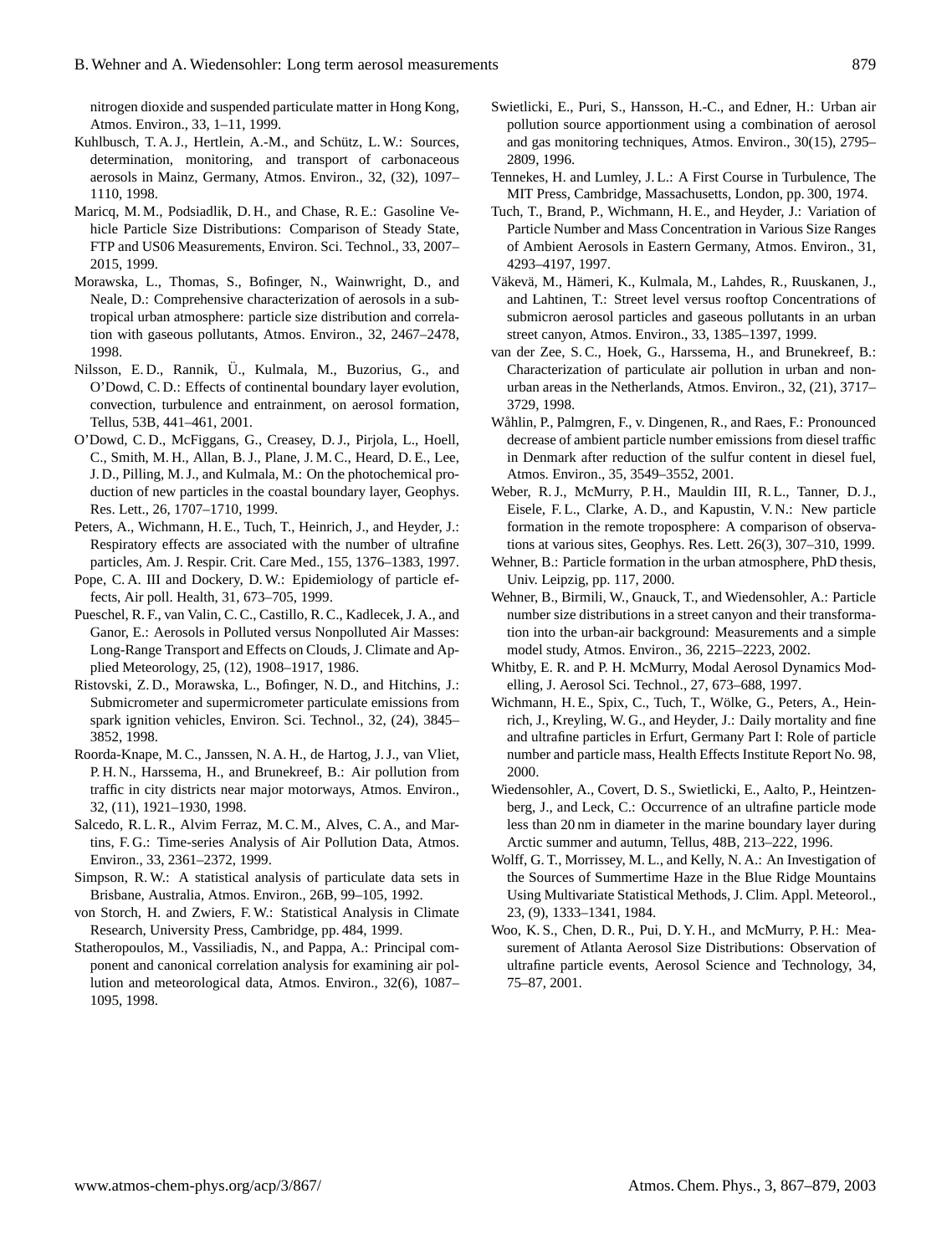nitrogen dioxide and suspended particulate matter in Hong Kong, Atmos. Environ., 33, 1–11, 1999.

Kuhlbusch, T. A. J., Hertlein, A.-M., and Schütz, L. W.: Sources, determination, monitoring, and transport of carbonaceous aerosols in Mainz, Germany, Atmos. Environ., 32, (32), 1097–1110, 1998.

Maricq, M. M., Podsiadlik, D. H., and Chase, R. E.: Gasoline Vehicle Particle Size Distributions: Comparison of Steady State, FTP and US06 Measurements, Environ. Sci. Technol., 33, 2007–2015, 1999.

Morawska, L., Thomas, S., Bofinger, N., Wainwright, D., and Neale, D.: Comprehensive characterization of aerosols in a subtropical urban atmosphere: particle size distribution and correlation with gaseous pollutants, Atmos. Environ., 32, 2467–2478, 1998.

Nilsson, E. D., Rannik, Ü., Kulmala, M., Buzorius, G., and O'Dowd, C. D.: Effects of continental boundary layer evolution, convection, turbulence and entrainment, on aerosol formation, Tellus, 53B, 441–461, 2001.

O'Dowd, C. D., McFiggans, G., Creasey, D. J., Pirjola, L., Hoell, C., Smith, M. H., Allan, B. J., Plane, J. M. C., Heard, D. E., Lee, J. D., Pilling, M. J., and Kulmala, M.: On the photochemical production of new particles in the coastal boundary layer, Geophys. Res. Lett., 26, 1707–1710, 1999.

Peters, A., Wichmann, H. E., Tuch, T., Heinrich, J., and Heyder, J.: Respiratory effects are associated with the number of ultrafine particles, Am. J. Respir. Crit. Care Med., 155, 1376–1383, 1997.

Pope, C. A. III and Dockery, D. W.: Epidemiology of particle effects, Air poll. Health, 31, 673–705, 1999.

Pueschel, R. F., van Valin, C. C., Castillo, R. C., Kadlecek, J. A., and Ganor, E.: Aerosols in Polluted versus Nonpolluted Air Masses: Long-Range Transport and Effects on Clouds, J. Climate and Applied Meteorology, 25, (12), 1908–1917, 1986.

Ristovski, Z. D., Morawska, L., Bofinger, N. D., and Hitchins, J.: Submicrometer and supermicrometer particulate emissions from spark ignition vehicles, Environ. Sci. Technol., 32, (24), 3845–3852, 1998.

Roorda-Knape, M. C., Janssen, N. A. H., de Hartog, J. J., van Vliet, P. H. N., Harssema, H., and Brunekreef, B.: Air pollution from traffic in city districts near major motorways, Atmos. Environ., 32, (11), 1921–1930, 1998.

Salcedo, R. L. R., Alvim Ferraz, M. C. M., Alves, C. A., and Martins, F. G.: Time-series Analysis of Air Pollution Data, Atmos. Environ., 33, 2361–2372, 1999.

Simpson, R. W.: A statistical analysis of particulate data sets in Brisbane, Australia, Atmos. Environ., 26B, 99–105, 1992.

von Storch, H. and Zwiers, F. W.: Statistical Analysis in Climate Research, University Press, Cambridge, pp. 484, 1999.

Statheropoulos, M., Vassiliadis, N., and Pappa, A.: Principal component and canonical correlation analysis for examining air pollution and meteorological data, Atmos. Environ., 32(6), 1087–1095, 1998.

Swietlicki, E., Puri, S., Hansson, H.-C., and Edner, H.: Urban air pollution source apportionment using a combination of aerosol and gas monitoring techniques, Atmos. Environ., 30(15), 2795–2809, 1996.

Tennekes, H. and Lumley, J. L.: A First Course in Turbulence, The MIT Press, Cambridge, Massachusetts, London, pp. 300, 1974.

Tuch, T., Brand, P., Wichmann, H. E., and Heyder, J.: Variation of Particle Number and Mass Concentration in Various Size Ranges of Ambient Aerosols in Eastern Germany, Atmos. Environ., 31, 4293–4197, 1997.

Väkevä, M., Hämeri, K., Kulmala, M., Lahdes, R., Ruuskanen, J., and Lahtinen, T.: Street level versus rooftop Concentrations of submicron aerosol particles and gaseous pollutants in an urban street canyon, Atmos. Environ., 33, 1385–1397, 1999.

van der Zee, S. C., Hoek, G., Harssema, H., and Brunekreef, B.: Characterization of particulate air pollution in urban and non-urban areas in the Netherlands, Atmos. Environ., 32, (21), 3717–3729, 1998.

Wåhlin, P., Palmgren, F., v. Dingenen, R., and Raes, F.: Pronounced decrease of ambient particle number emissions from diesel traffic in Denmark after reduction of the sulfur content in diesel fuel, Atmos. Environ., 35, 3549–3552, 2001.

Weber, R. J., McMurry, P. H., Mauldin III, R. L., Tanner, D. J., Eisele, F. L., Clarke, A. D., and Kapustin, V. N.: New particle formation in the remote troposphere: A comparison of observations at various sites, Geophys. Res. Lett. 26(3), 307–310, 1999.

Wehner, B.: Particle formation in the urban atmosphere, PhD thesis, Univ. Leipzig, pp. 117, 2000.

Wehner, B., Birmili, W., Gnauck, T., and Wiedensohler, A.: Particle number size distributions in a street canyon and their transformation into the urban-air background: Measurements and a simple model study, Atmos. Environ., 36, 2215–2223, 2002.

Whitby, E. R. and P. H. McMurry, Modal Aerosol Dynamics Modelling, J. Aerosol Sci. Technol., 27, 673–688, 1997.

Wichmann, H. E., Spix, C., Tuch, T., Wölke, G., Peters, A., Heinrich, J., Kreyling, W. G., and Heyder, J.: Daily mortality and fine and ultrafine particles in Erfurt, Germany Part I: Role of particle number and particle mass, Health Effects Institute Report No. 98, 2000.

Wiedensohler, A., Covert, D. S., Swietlicki, E., Aalto, P., Heintzenberg, J., and Leck, C.: Occurrence of an ultrafine particle mode less than 20 nm in diameter in the marine boundary layer during Arctic summer and autumn, Tellus, 48B, 213–222, 1996.

Wolff, G. T., Morrissey, M. L., and Kelly, N. A.: An Investigation of the Sources of Summertime Haze in the Blue Ridge Mountains Using Multivariate Statistical Methods, J. Clim. Appl. Meteorol., 23, (9), 1333–1341, 1984.

Woo, K. S., Chen, D. R., Pui, D. Y. H., and McMurry, P. H.: Measurement of Atlanta Aerosol Size Distributions: Observation of ultrafine particle events, Aerosol Science and Technology, 34, 75–87, 2001.